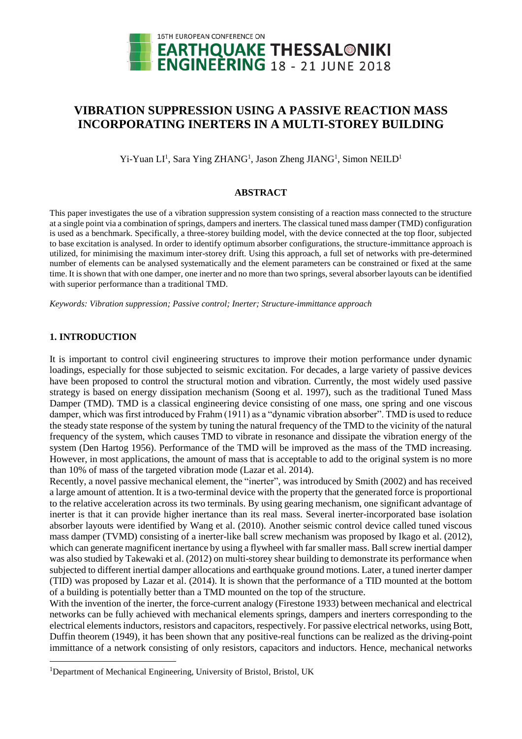# VIBRATION SUPPRESSION USING A PASSIVE REACTION MASS INCORPORATING INERTERS IN A MULTI-STOREY BUILDING

Yi-Yuan LI[1], Sara Ying ZHANG[1], Jason Zheng JIANG[1], Simon NEILD[1]

## ABSTRACT

This paper investigates the use of a vibration suppression system consisting of a reaction mass connected to the structure at a single point via a combination of springs, dampers and inerters. The classical tuned mass damper (TMD) configuration is used as a benchmark. Specifically, a three-storey building model, with the device connected at the top floor, subjected to base excitation is analysed. In order to identify optimum absorber configurations, the structure-immittance approach is utilized, for minimising the maximum inter-storey drift. Using this approach, a full set of networks with pre-determined number of elements can be analysed systematically and the element parameters can be constrained or fixed at the same time. It is shown that with one damper, one inerter and no more than two springs, several absorber layouts can be identified with superior performance than a traditional TMD.

*Keywords: Vibration suppression; Passive control; Inerter; Structure-immittance approach*

## 1. INTRODUCTION

It is important to control civil engineering structures to improve their motion performance under dynamic loadings, especially for those subjected to seismic excitation. For decades, a large variety of passive devices have been proposed to control the structural motion and vibration. Currently, the most widely used passive strategy is based on energy dissipation mechanism (Soong et al. 1997), such as the traditional Tuned Mass Damper (TMD). TMD is a classical engineering device consisting of one mass, one spring and one viscous damper, which was first introduced by Frahm (1911) as a "dynamic vibration absorber". TMD is used to reduce the steady state response of the system by tuning the natural frequency of the TMD to the vicinity of the natural frequency of the system, which causes TMD to vibrate in resonance and dissipate the vibration energy of the system (Den Hartog 1956). Performance of the TMD will be improved as the mass of the TMD increasing. However, in most applications, the amount of mass that is acceptable to add to the original system is no more than 10% of mass of the targeted vibration mode (Lazar et al. 2014).

Recently, a novel passive mechanical element, the "inerter", was introduced by Smith (2002) and has received a large amount of attention. It is a two-terminal device with the property that the generated force is proportional to the relative acceleration across its two terminals. By using gearing mechanism, one significant advantage of inerter is that it can provide higher inertance than its real mass. Several inerter-incorporated base isolation absorber layouts were identified by Wang et al. (2010). Another seismic control device called tuned viscous mass damper (TVMD) consisting of a inerter-like ball screw mechanism was proposed by Ikago et al. (2012), which can generate magnificent inertance by using a flywheel with far smaller mass. Ball screw inertial damper was also studied by Takewaki et al. (2012) on multi-storey shear building to demonstrate its performance when subjected to different inertial damper allocations and earthquake ground motions. Later, a tuned inerter damper (TID) was proposed by Lazar et al. (2014). It is shown that the performance of a TID mounted at the bottom of a building is potentially better than a TMD mounted on the top of the structure.

With the invention of the inerter, the force-current analogy (Firestone 1933) between mechanical and electrical networks can be fully achieved with mechanical elements springs, dampers and inerters corresponding to the electrical elements inductors, resistors and capacitors, respectively. For passive electrical networks, using Bott, Duffin theorem (1949), it has been shown that any positive-real functions can be realized as the driving-point immittance of a network consisting of only resistors, capacitors and inductors. Hence, mechanical networks

[1]Department of Mechanical Engineering, University of Bristol, Bristol, UK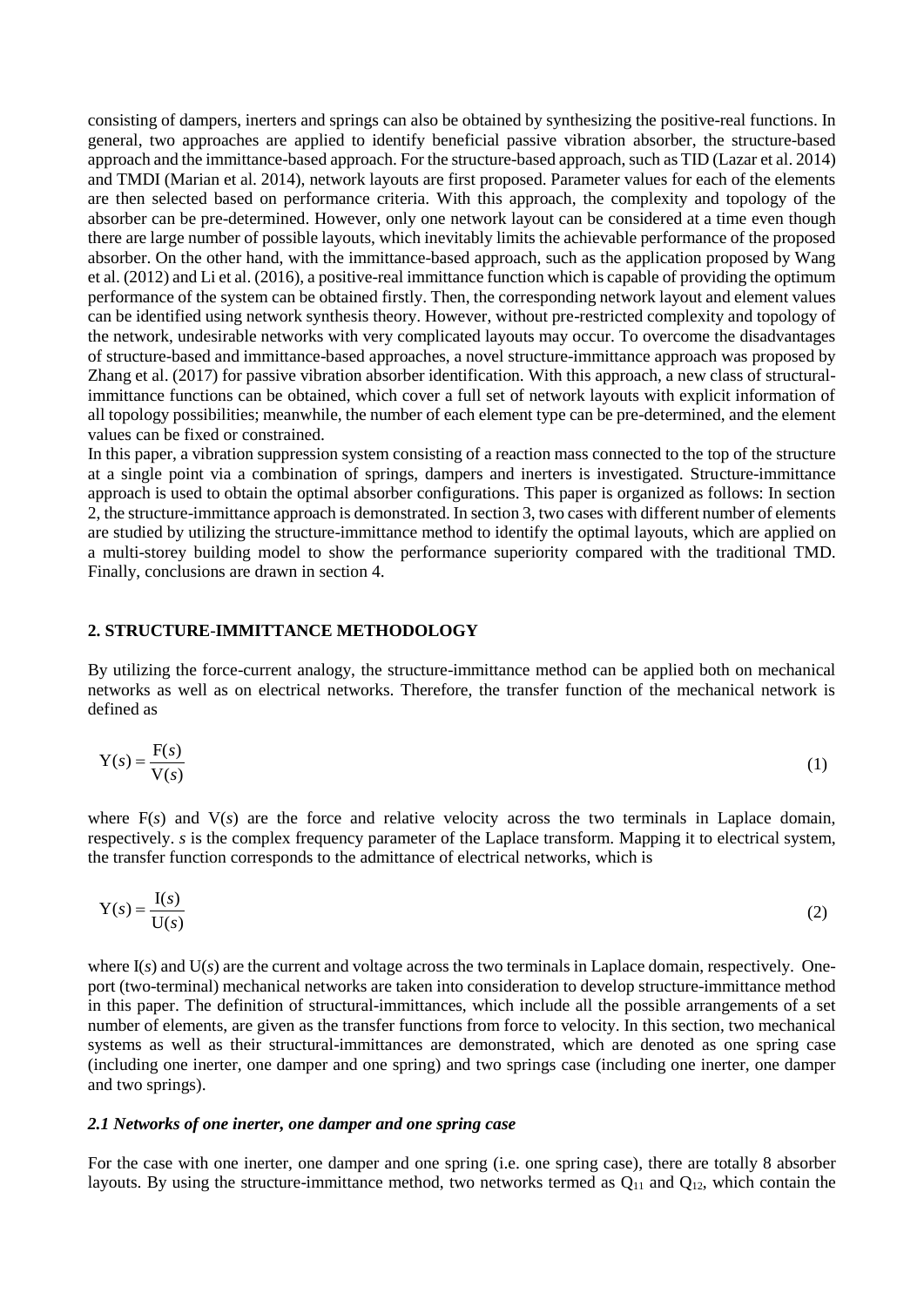consisting of dampers, inerters and springs can also be obtained by synthesizing the positive-real functions. In general, two approaches are applied to identify beneficial passive vibration absorber, the structure-based approach and the immittance-based approach. For the structure-based approach, such as TID (Lazar et al. 2014) and TMDI (Marian et al. 2014), network layouts are first proposed. Parameter values for each of the elements are then selected based on performance criteria. With this approach, the complexity and topology of the absorber can be pre-determined. However, only one network layout can be considered at a time even though there are large number of possible layouts, which inevitably limits the achievable performance of the proposed absorber. On the other hand, with the immittance-based approach, such as the application proposed by Wang et al. (2012) and Li et al. (2016), a positive-real immittance function which is capable of providing the optimum performance of the system can be obtained firstly. Then, the corresponding network layout and element values can be identified using network synthesis theory. However, without pre-restricted complexity and topology of the network, undesirable networks with very complicated layouts may occur. To overcome the disadvantages of structure-based and immittance-based approaches, a novel structure-immittance approach was proposed by Zhang et al. (2017) for passive vibration absorber identification. With this approach, a new class of structural-immittance functions can be obtained, which cover a full set of network layouts with explicit information of all topology possibilities; meanwhile, the number of each element type can be pre-determined, and the element values can be fixed or constrained.

In this paper, a vibration suppression system consisting of a reaction mass connected to the top of the structure at a single point via a combination of springs, dampers and inerters is investigated. Structure-immittance approach is used to obtain the optimal absorber configurations. This paper is organized as follows: In section 2, the structure-immittance approach is demonstrated. In section 3, two cases with different number of elements are studied by utilizing the structure-immittance method to identify the optimal layouts, which are applied on a multi-storey building model to show the performance superiority compared with the traditional TMD. Finally, conclusions are drawn in section 4.

## 2. STRUCTURE-IMMITTANCE METHODOLOGY

By utilizing the force-current analogy, the structure-immittance method can be applied both on mechanical networks as well as on electrical networks. Therefore, the transfer function of the mechanical network is defined as

$$\mathrm{Y}(s) = \frac{\mathrm{F}(s)}{\mathrm{V}(s)} \tag{1}$$

where $\mathrm{F}(s)$ and $\mathrm{V}(s)$ are the force and relative velocity across the two terminals in Laplace domain, respectively. $s$ is the complex frequency parameter of the Laplace transform. Mapping it to electrical system, the transfer function corresponds to the admittance of electrical networks, which is

$$\mathrm{Y}(s) = \frac{\mathrm{I}(s)}{\mathrm{U}(s)} \tag{2}$$

where $\mathrm{I}(s)$ and $\mathrm{U}(s)$ are the current and voltage across the two terminals in Laplace domain, respectively. One-port (two-terminal) mechanical networks are taken into consideration to develop structure-immittance method in this paper. The definition of structural-immittances, which include all the possible arrangements of a set number of elements, are given as the transfer functions from force to velocity. In this section, two mechanical systems as well as their structural-immittances are demonstrated, which are denoted as one spring case (including one inerter, one damper and one spring) and two springs case (including one inerter, one damper and two springs).

### *2.1 Networks of one inerter, one damper and one spring case*

For the case with one inerter, one damper and one spring (i.e. one spring case), there are totally 8 absorber layouts. By using the structure-immittance method, two networks termed as $Q_{11}$ and $Q_{12}$, which contain the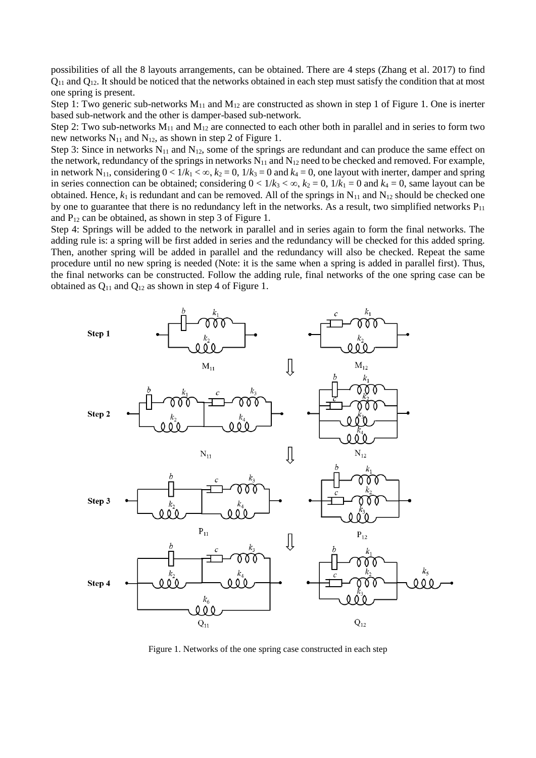possibilities of all the 8 layouts arrangements, can be obtained. There are 4 steps (Zhang et al. 2017) to find $Q_{11}$ and $Q_{12}$. It should be noticed that the networks obtained in each step must satisfy the condition that at most one spring is present.

Step 1: Two generic sub-networks $M_{11}$ and $M_{12}$ are constructed as shown in step 1 of Figure 1. One is inerter based sub-network and the other is damper-based sub-network.

Step 2: Two sub-networks $M_{11}$ and $M_{12}$ are connected to each other both in parallel and in series to form two new networks $N_{11}$ and $N_{12}$, as shown in step 2 of Figure 1.

Step 3: Since in networks $N_{11}$ and $N_{12}$, some of the springs are redundant and can produce the same effect on the network, redundancy of the springs in networks $N_{11}$ and $N_{12}$ need to be checked and removed. For example, in network $N_{11}$, considering $0 < 1/k_1 < \infty$, $k_2 = 0$, $1/k_3 = 0$ and $k_4 = 0$, one layout with inerter, damper and spring in series connection can be obtained; considering $0 < 1/k_3 < \infty$, $k_2 = 0$, $1/k_1 = 0$ and $k_4 = 0$, same layout can be obtained. Hence, $k_1$ is redundant and can be removed. All of the springs in $N_{11}$ and $N_{12}$ should be checked one by one to guarantee that there is no redundancy left in the networks. As a result, two simplified networks $P_{11}$ and $P_{12}$ can be obtained, as shown in step 3 of Figure 1.

Step 4: Springs will be added to the network in parallel and in series again to form the final networks. The adding rule is: a spring will be first added in series and the redundancy will be checked for this added spring. Then, another spring will be added in parallel and the redundancy will also be checked. Repeat the same procedure until no new spring is needed (Note: it is the same when a spring is added in parallel first). Thus, the final networks can be constructed. Follow the adding rule, final networks of the one spring case can be obtained as $Q_{11}$ and $Q_{12}$ as shown in step 4 of Figure 1.

Figure 1. Networks of the one spring case constructed in each step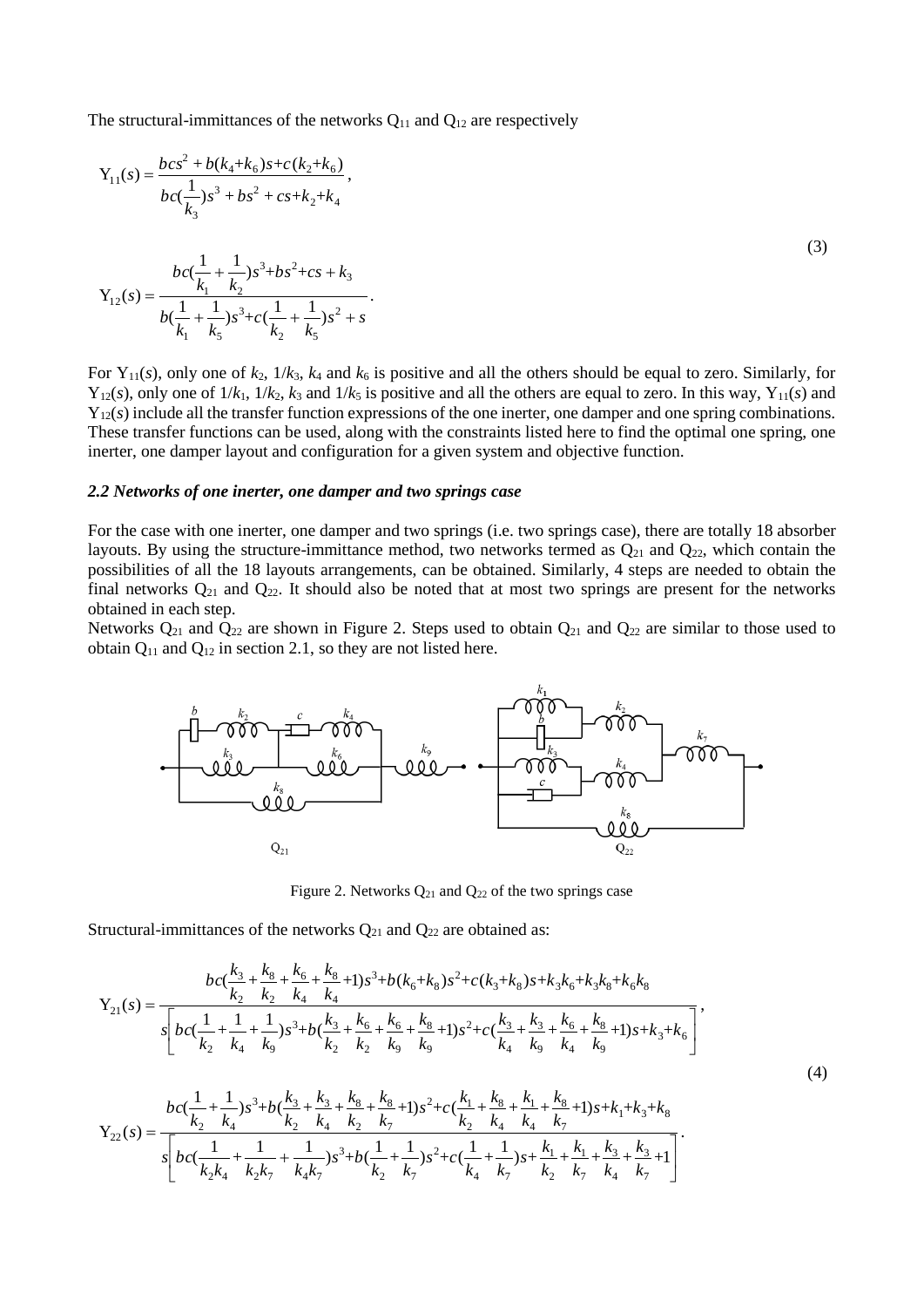The structural-immittances of the networks $Q_{11}$ and $Q_{12}$ are respectively

$$
\mathrm{Y}_{11}(s)=\frac{bcs^2+b(k_4+k_6)s+c(k_2+k_6)}{bc(\frac{1}{k_3})s^3+bs^2+cs+k_2+k_4},
$$

$$
\mathrm{Y}_{12}(s)=\frac{bc(\frac{1}{k_1}+\frac{1}{k_2})s^3+bs^2+cs+k_3}{b(\frac{1}{k_1}+\frac{1}{k_5})s^3+c(\frac{1}{k_2}+\frac{1}{k_5})s^2+s}. \tag{3}
$$

For $\mathrm{Y}_{11}(s)$, only one of $k_2$, $1/k_3$, $k_4$ and $k_6$ is positive and all the others should be equal to zero. Similarly, for $\mathrm{Y}_{12}(s)$, only one of $1/k_1$, $1/k_2$, $k_3$ and $1/k_5$ is positive and all the others are equal to zero. In this way, $\mathrm{Y}_{11}(s)$ and $\mathrm{Y}_{12}(s)$ include all the transfer function expressions of the one inerter, one damper and one spring combinations. These transfer functions can be used, along with the constraints listed here to find the optimal one spring, one inerter, one damper layout and configuration for a given system and objective function.

### *2.2 Networks of one inerter, one damper and two springs case*

For the case with one inerter, one damper and two springs (i.e. two springs case), there are totally 18 absorber layouts. By using the structure-immittance method, two networks termed as $Q_{21}$ and $Q_{22}$, which contain the possibilities of all the 18 layouts arrangements, can be obtained. Similarly, 4 steps are needed to obtain the final networks $Q_{21}$ and $Q_{22}$. It should also be noted that at most two springs are present for the networks obtained in each step.

Networks $Q_{21}$ and $Q_{22}$ are shown in Figure 2. Steps used to obtain $Q_{21}$ and $Q_{22}$ are similar to those used to obtain $Q_{11}$ and $Q_{12}$ in section 2.1, so they are not listed here.

Figure 2. Networks $Q_{21}$ and $Q_{22}$ of the two springs case

Structural-immittances of the networks $Q_{21}$ and $Q_{22}$ are obtained as:

$$
\mathrm{Y}_{21}(s)=\frac{bc(\frac{k_3}{k_2}+\frac{k_8}{k_2}+\frac{k_6}{k_4}+\frac{k_8}{k_4}+1)s^3+b(k_6+k_8)s^2+c(k_3+k_8)s+k_3k_6+k_3k_8+k_6k_8}{s\left[bc(\frac{1}{k_2}+\frac{1}{k_4}+\frac{1}{k_9})s^3+b(\frac{k_3}{k_2}+\frac{k_6}{k_2}+\frac{k_6}{k_9}+\frac{k_8}{k_9}+1)s^2+c(\frac{k_3}{k_4}+\frac{k_3}{k_9}+\frac{k_6}{k_4}+\frac{k_8}{k_9}+1)s+k_3+k_6\right]},
$$

$$
\mathrm{Y}_{22}(s)=\frac{bc(\frac{1}{k_2}+\frac{1}{k_4})s^3+b(\frac{k_3}{k_2}+\frac{k_3}{k_4}+\frac{k_8}{k_2}+\frac{k_8}{k_7}+1)s^2+c(\frac{k_1}{k_2}+\frac{k_8}{k_4}+\frac{k_1}{k_4}+\frac{k_8}{k_7}+1)s+k_1+k_3+k_8}{s\left[bc(\frac{1}{k_2k_4}+\frac{1}{k_2k_7}+\frac{1}{k_4k_7})s^3+b(\frac{1}{k_2}+\frac{1}{k_7})s^2+c(\frac{1}{k_4}+\frac{1}{k_7})s+\frac{k_1}{k_2}+\frac{k_1}{k_7}+\frac{k_3}{k_4}+\frac{k_3}{k_7}+1\right]}. \tag{4}
$$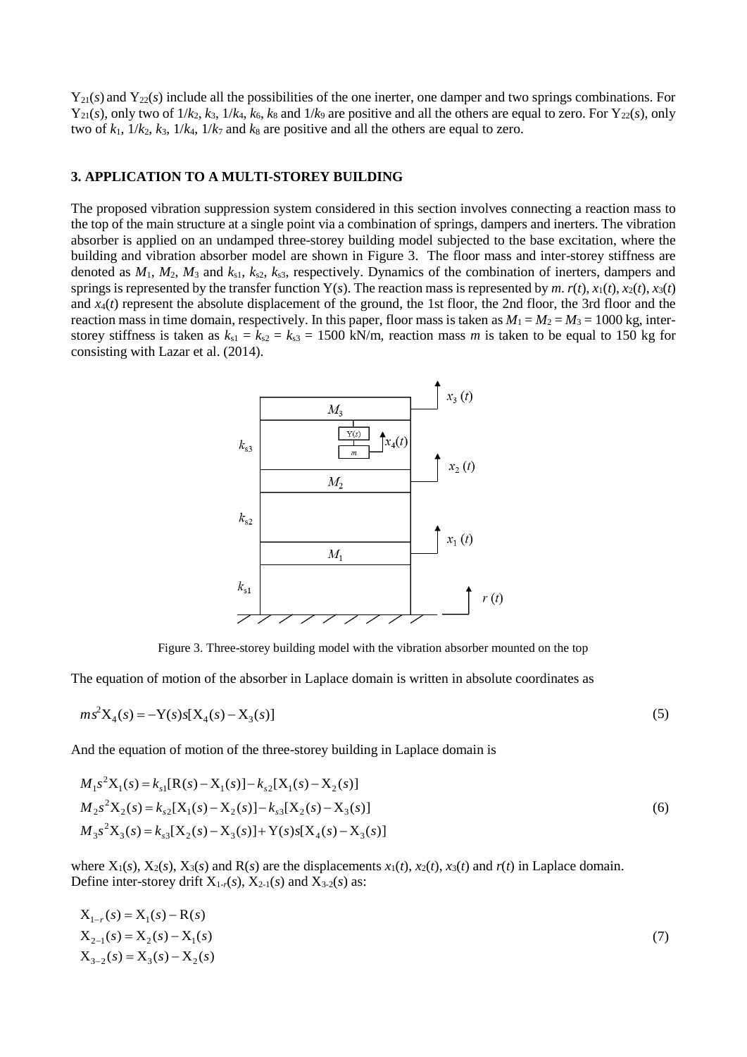$Y_{21}(s)$ and $Y_{22}(s)$ include all the possibilities of the one inerter, one damper and two springs combinations. For $Y_{21}(s)$, only two of $1/k_2$, $k_3$, $1/k_4$, $k_6$, $k_8$ and $1/k_9$ are positive and all the others are equal to zero. For $Y_{22}(s)$, only two of $k_1$, $1/k_2$, $k_3$, $1/k_4$, $1/k_7$ and $k_8$ are positive and all the others are equal to zero.

## 3. APPLICATION TO A MULTI-STOREY BUILDING

The proposed vibration suppression system considered in this section involves connecting a reaction mass to the top of the main structure at a single point via a combination of springs, dampers and inerters. The vibration absorber is applied on an undamped three-storey building model subjected to the base excitation, where the building and vibration absorber model are shown in Figure 3. The floor mass and inter-storey stiffness are denoted as $M_1$, $M_2$, $M_3$ and $k_{s1}$, $k_{s2}$, $k_{s3}$, respectively. Dynamics of the combination of inerters, dampers and springs is represented by the transfer function $Y(s)$. The reaction mass is represented by $m$. $r(t)$, $x_1(t)$, $x_2(t)$, $x_3(t)$ and $x_4(t)$ represent the absolute displacement of the ground, the 1st floor, the 2nd floor, the 3rd floor and the reaction mass in time domain, respectively. In this paper, floor mass is taken as $M_1 = M_2 = M_3 = 1000$ kg, inter-storey stiffness is taken as $k_{s1} = k_{s2} = k_{s3} = 1500$ kN/m, reaction mass $m$ is taken to be equal to 150 kg for consisting with Lazar et al. (2014).

Figure 3. Three-storey building model with the vibration absorber mounted on the top

The equation of motion of the absorber in Laplace domain is written in absolute coordinates as

$$ms^2 X_4(s) = -Y(s)s[X_4(s) - X_3(s)] \tag{5}$$

And the equation of motion of the three-storey building in Laplace domain is

$$\begin{aligned}
M_1 s^2 X_1(s) &= k_{s1}[R(s) - X_1(s)] - k_{s2}[X_1(s) - X_2(s)] \\
M_2 s^2 X_2(s) &= k_{s2}[X_1(s) - X_2(s)] - k_{s3}[X_2(s) - X_3(s)] \\
M_3 s^2 X_3(s) &= k_{s3}[X_2(s) - X_3(s)] + Y(s)s[X_4(s) - X_3(s)]
\end{aligned} \tag{6}$$

where $X_1(s)$, $X_2(s)$, $X_3(s)$ and $R(s)$ are the displacements $x_1(t)$, $x_2(t)$, $x_3(t)$ and $r(t)$ in Laplace domain.
Define inter-storey drift $X_{1-r}(s)$, $X_{2-1}(s)$ and $X_{3-2}(s)$ as:

$$\begin{aligned}
X_{1-r}(s) &= X_1(s) - R(s) \\
X_{2-1}(s) &= X_2(s) - X_1(s) \\
X_{3-2}(s) &= X_3(s) - X_2(s)
\end{aligned} \tag{7}$$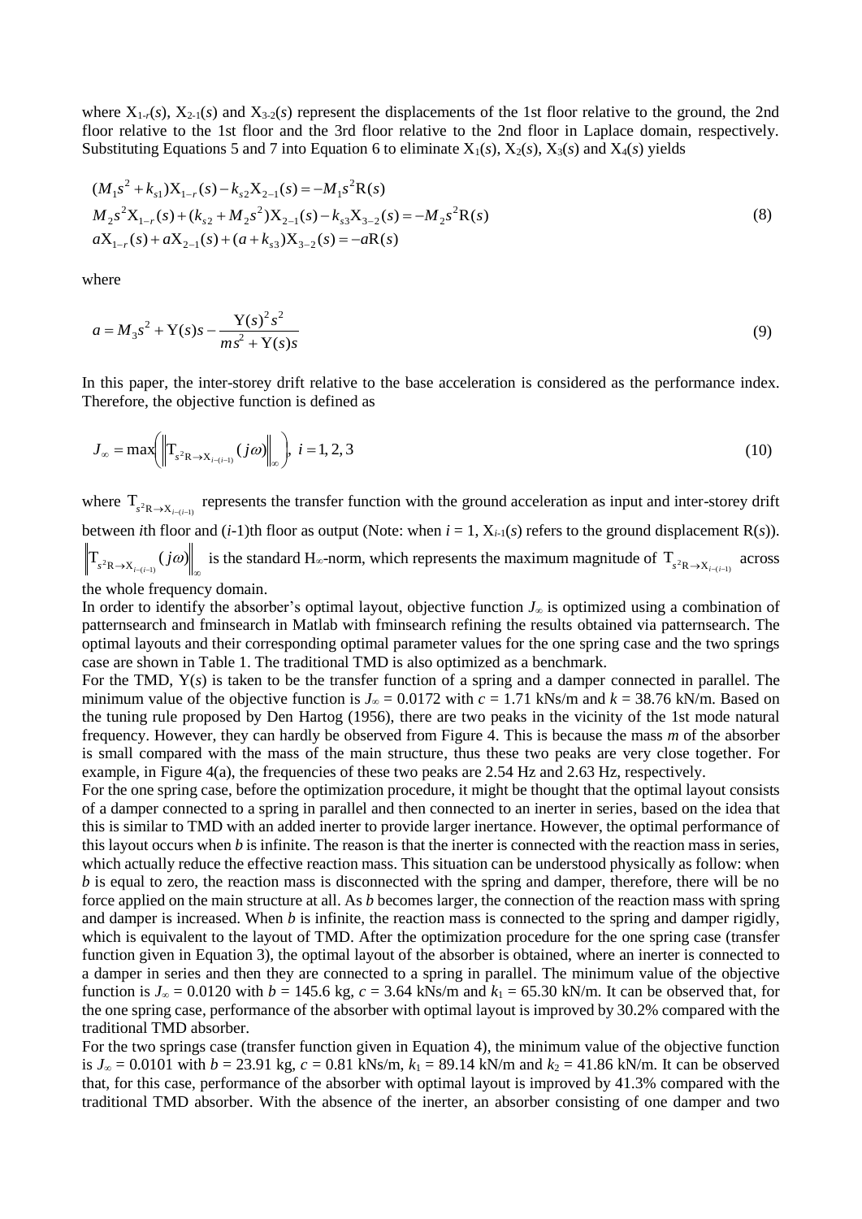where $X_{1\text{-}r}(s)$, $X_{2\text{-}1}(s)$ and $X_{3\text{-}2}(s)$ represent the displacements of the 1st floor relative to the ground, the 2nd floor relative to the 1st floor and the 3rd floor relative to the 2nd floor in Laplace domain, respectively. Substituting Equations 5 and 7 into Equation 6 to eliminate $X_1(s)$, $X_2(s)$, $X_3(s)$ and $X_4(s)$ yields

$$
\begin{aligned}
&(M_1 s^2 + k_{s1})X_{1-r}(s) - k_{s2}X_{2-1}(s) = -M_1 s^2 R(s) \\
&M_2 s^2 X_{1-r}(s) + (k_{s2} + M_2 s^2)X_{2-1}(s) - k_{s3}X_{3-2}(s) = -M_2 s^2 R(s) \\
&aX_{1-r}(s) + aX_{2-1}(s) + (a + k_{s3})X_{3-2}(s) = -aR(s)
\end{aligned}
\tag{8}
$$

where

$$
a = M_3 s^2 + Y(s)s - \frac{Y(s)^2 s^2}{ms^2 + Y(s)s}
\tag{9}
$$

In this paper, the inter-storey drift relative to the base acceleration is considered as the performance index. Therefore, the objective function is defined as

$$
J_\infty = \max\left(\left\| T_{s^2 R \to X_{i-(i-1)}}(j\omega) \right\|_\infty\right),\ i = 1, 2, 3
\tag{10}
$$

where $T_{s^2 R \to X_{i-(i-1)}}$ represents the transfer function with the ground acceleration as input and inter-storey drift between $i$th floor and ($i$-1)th floor as output (Note: when $i$ = 1, $X_{i-1}(s)$ refers to the ground displacement $R(s)$). $\left\| T_{s^2 R \to X_{i-(i-1)}}(j\omega) \right\|_\infty$ is the standard $H_\infty$-norm, which represents the maximum magnitude of $T_{s^2 R \to X_{i-(i-1)}}$ across the whole frequency domain.

In order to identify the absorber's optimal layout, objective function $J_\infty$ is optimized using a combination of patternsearch and fminsearch in Matlab with fminsearch refining the results obtained via patternsearch. The optimal layouts and their corresponding optimal parameter values for the one spring case and the two springs case are shown in Table 1. The traditional TMD is also optimized as a benchmark.

For the TMD, $Y(s)$ is taken to be the transfer function of a spring and a damper connected in parallel. The minimum value of the objective function is $J_\infty = 0.0172$ with $c$ = 1.71 kNs/m and $k$ = 38.76 kN/m. Based on the tuning rule proposed by Den Hartog (1956), there are two peaks in the vicinity of the 1st mode natural frequency. However, they can hardly be observed from Figure 4. This is because the mass $m$ of the absorber is small compared with the mass of the main structure, thus these two peaks are very close together. For example, in Figure 4(a), the frequencies of these two peaks are 2.54 Hz and 2.63 Hz, respectively.

For the one spring case, before the optimization procedure, it might be thought that the optimal layout consists of a damper connected to a spring in parallel and then connected to an inerter in series, based on the idea that this is similar to TMD with an added inerter to provide larger inertance. However, the optimal performance of this layout occurs when $b$ is infinite. The reason is that the inerter is connected with the reaction mass in series, which actually reduce the effective reaction mass. This situation can be understood physically as follow: when $b$ is equal to zero, the reaction mass is disconnected with the spring and damper, therefore, there will be no force applied on the main structure at all. As $b$ becomes larger, the connection of the reaction mass with spring and damper is increased. When $b$ is infinite, the reaction mass is connected to the spring and damper rigidly, which is equivalent to the layout of TMD. After the optimization procedure for the one spring case (transfer function given in Equation 3), the optimal layout of the absorber is obtained, where an inerter is connected to a damper in series and then they are connected to a spring in parallel. The minimum value of the objective function is $J_\infty = 0.0120$ with $b$ = 145.6 kg, $c$ = 3.64 kNs/m and $k_1$ = 65.30 kN/m. It can be observed that, for the one spring case, performance of the absorber with optimal layout is improved by 30.2% compared with the traditional TMD absorber.

For the two springs case (transfer function given in Equation 4), the minimum value of the objective function is $J_\infty = 0.0101$ with $b$ = 23.91 kg, $c$ = 0.81 kNs/m, $k_1$ = 89.14 kN/m and $k_2$ = 41.86 kN/m. It can be observed that, for this case, performance of the absorber with optimal layout is improved by 41.3% compared with the traditional TMD absorber. With the absence of the inerter, an absorber consisting of one damper and two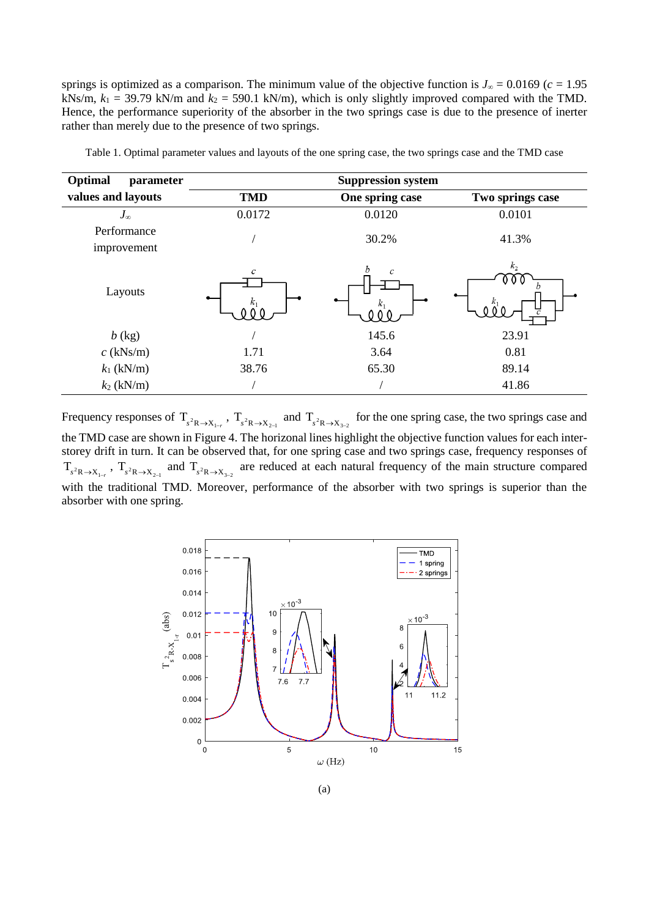springs is optimized as a comparison. The minimum value of the objective function is $J_\infty = 0.0169$ ($c$ = 1.95 kNs/m, $k_1$ = 39.79 kN/m and $k_2$ = 590.1 kN/m), which is only slightly improved compared with the TMD. Hence, the performance superiority of the absorber in the two springs case is due to the presence of inerter rather than merely due to the presence of two springs.

Table 1. Optimal parameter values and layouts of the one spring case, the two springs case and the TMD case

| **Optimal parameter values and layouts** | **Suppression system** | | |
|---|---|---|---|
| | **TMD** | **One spring case** | **Two springs case** |
| $J_\infty$ | 0.0172 | 0.0120 | 0.0101 |
| Performance improvement | / | 30.2% | 41.3% |
| Layouts | | | |
| $b$ (kg) | / | 145.6 | 23.91 |
| $c$ (kNs/m) | 1.71 | 3.64 | 0.81 |
| $k_1$ (kN/m) | 38.76 | 65.30 | 89.14 |
| $k_2$ (kN/m) | / | / | 41.86 |

Frequency responses of $T_{s^2R \to X_{1-r}}$, $T_{s^2R \to X_{2-1}}$ and $T_{s^2R \to X_{3-2}}$ for the one spring case, the two springs case and the TMD case are shown in Figure 4. The horizontal lines highlight the objective function values for each inter-storey drift in turn. It can be observed that, for one spring case and two springs case, frequency responses of $T_{s^2R \to X_{1-r}}$, $T_{s^2R \to X_{2-1}}$ and $T_{s^2R \to X_{3-2}}$ are reduced at each natural frequency of the main structure compared with the traditional TMD. Moreover, performance of the absorber with two springs is superior than the absorber with one spring.

(a)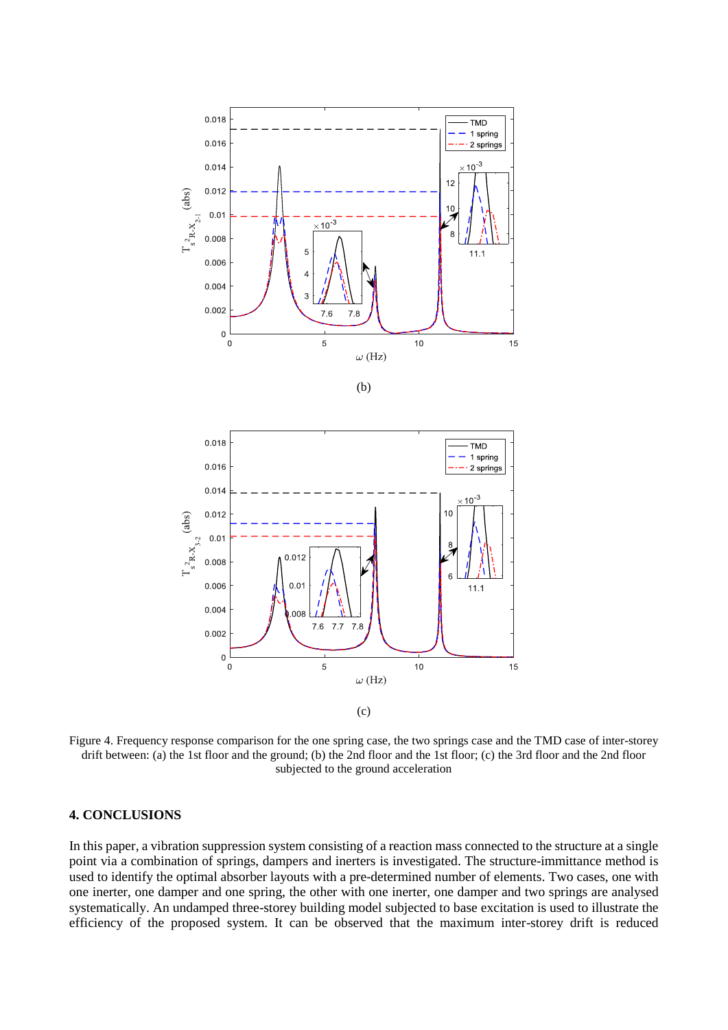(b)

(c)

Figure 4. Frequency response comparison for the one spring case, the two springs case and the TMD case of inter-storey drift between: (a) the 1st floor and the ground; (b) the 2nd floor and the 1st floor; (c) the 3rd floor and the 2nd floor subjected to the ground acceleration

## 4. CONCLUSIONS

In this paper, a vibration suppression system consisting of a reaction mass connected to the structure at a single point via a combination of springs, dampers and inerters is investigated. The structure-immittance method is used to identify the optimal absorber layouts with a pre-determined number of elements. Two cases, one with one inerter, one damper and one spring, the other with one inerter, one damper and two springs are analysed systematically. An undamped three-storey building model subjected to base excitation is used to illustrate the efficiency of the proposed system. It can be observed that the maximum inter-storey drift is reduced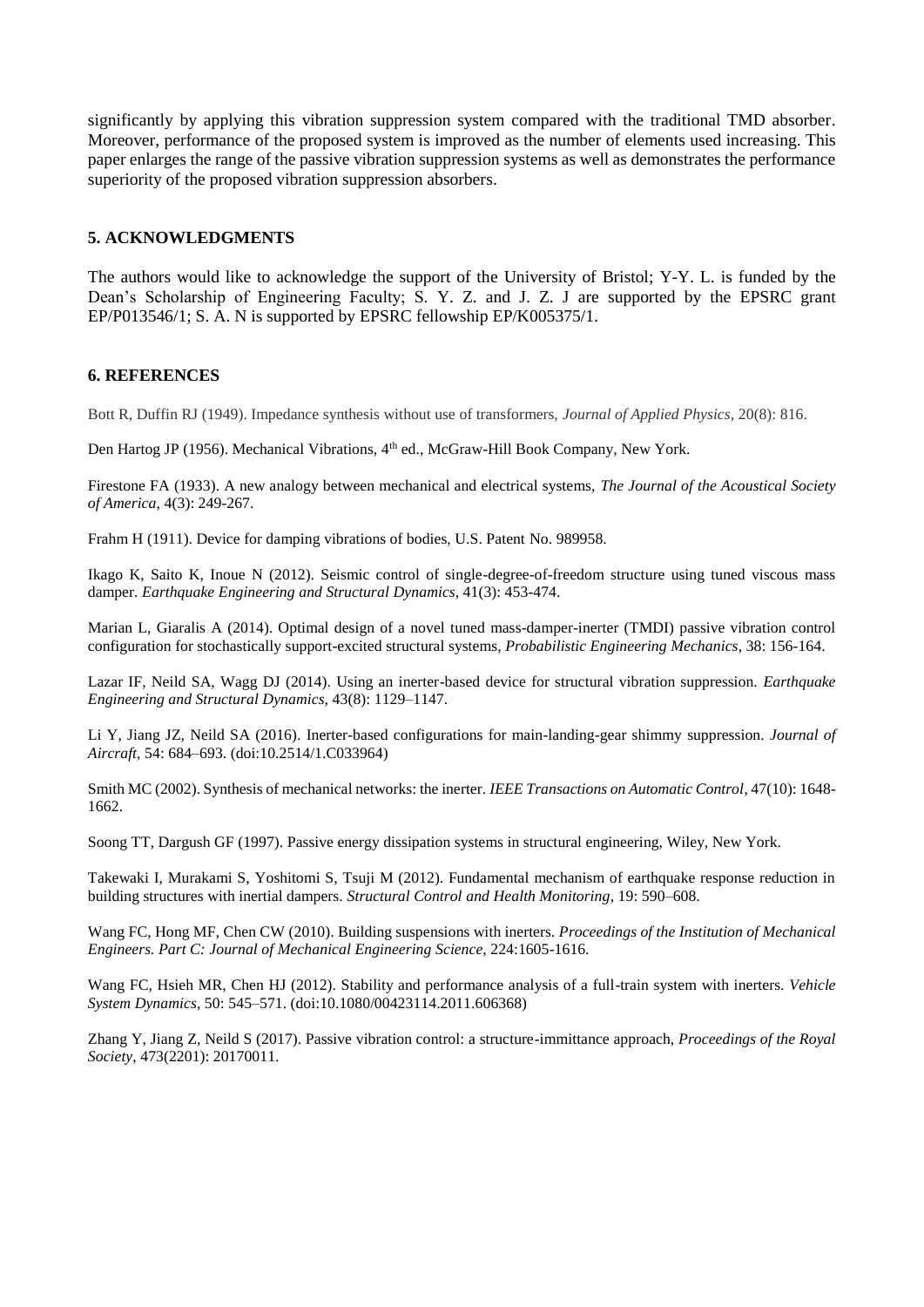significantly by applying this vibration suppression system compared with the traditional TMD absorber. Moreover, performance of the proposed system is improved as the number of elements used increasing. This paper enlarges the range of the passive vibration suppression systems as well as demonstrates the performance superiority of the proposed vibration suppression absorbers.

## 5. ACKNOWLEDGMENTS

The authors would like to acknowledge the support of the University of Bristol; Y-Y. L. is funded by the Dean's Scholarship of Engineering Faculty; S. Y. Z. and J. Z. J are supported by the EPSRC grant EP/P013546/1; S. A. N is supported by EPSRC fellowship EP/K005375/1.

## 6. REFERENCES

Bott R, Duffin RJ (1949). Impedance synthesis without use of transformers, *Journal of Applied Physics*, 20(8): 816.

Den Hartog JP (1956). Mechanical Vibrations, 4th ed., McGraw-Hill Book Company, New York.

Firestone FA (1933). A new analogy between mechanical and electrical systems, *The Journal of the Acoustical Society of America*, 4(3): 249-267.

Frahm H (1911). Device for damping vibrations of bodies, U.S. Patent No. 989958.

Ikago K, Saito K, Inoue N (2012). Seismic control of single-degree-of-freedom structure using tuned viscous mass damper. *Earthquake Engineering and Structural Dynamics*, 41(3): 453-474.

Marian L, Giaralis A (2014). Optimal design of a novel tuned mass-damper-inerter (TMDI) passive vibration control configuration for stochastically support-excited structural systems, *Probabilistic Engineering Mechanics*, 38: 156-164.

Lazar IF, Neild SA, Wagg DJ (2014). Using an inerter-based device for structural vibration suppression. *Earthquake Engineering and Structural Dynamics*, 43(8): 1129–1147.

Li Y, Jiang JZ, Neild SA (2016). Inerter-based configurations for main-landing-gear shimmy suppression. *Journal of Aircraft*, 54: 684–693. (doi:10.2514/1.C033964)

Smith MC (2002). Synthesis of mechanical networks: the inerter. *IEEE Transactions on Automatic Control*, 47(10): 1648-1662.

Soong TT, Dargush GF (1997). Passive energy dissipation systems in structural engineering, Wiley, New York.

Takewaki I, Murakami S, Yoshitomi S, Tsuji M (2012). Fundamental mechanism of earthquake response reduction in building structures with inertial dampers. *Structural Control and Health Monitoring*, 19: 590–608.

Wang FC, Hong MF, Chen CW (2010). Building suspensions with inerters. *Proceedings of the Institution of Mechanical Engineers. Part C: Journal of Mechanical Engineering Science*, 224:1605-1616.

Wang FC, Hsieh MR, Chen HJ (2012). Stability and performance analysis of a full-train system with inerters. *Vehicle System Dynamics*, 50: 545–571. (doi:10.1080/00423114.2011.606368)

Zhang Y, Jiang Z, Neild S (2017). Passive vibration control: a structure-immittance approach, *Proceedings of the Royal Society*, 473(2201): 20170011.